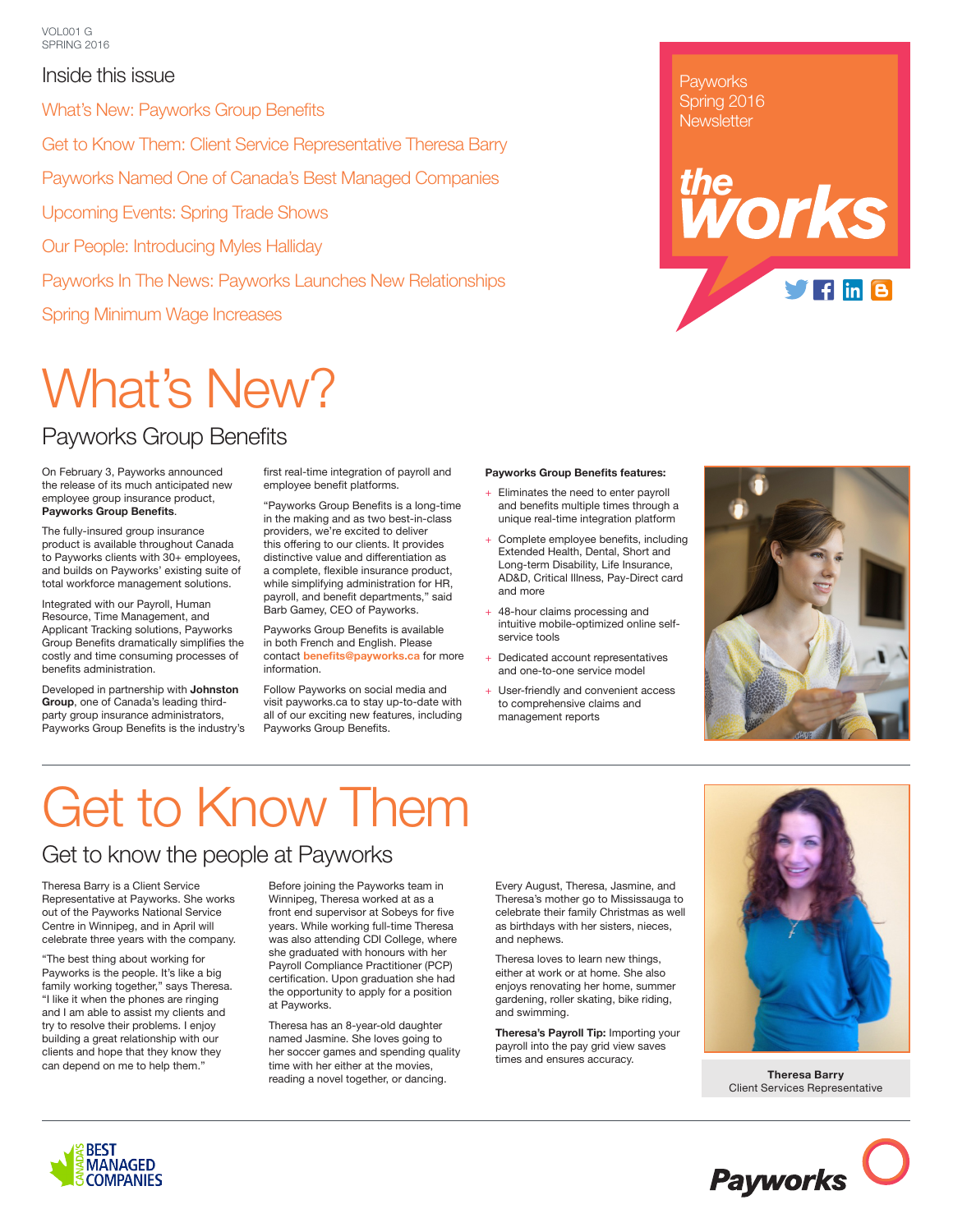VOL001 G
SPRING 2016

Payworks Spring 2016 Newsletter

# the works

## Inside this issue

What's New: Payworks Group Benefits

Get to Know Them: Client Service Representative Theresa Barry

Payworks Named One of Canada's Best Managed Companies

Upcoming Events: Spring Trade Shows

Our People: Introducing Myles Halliday

Payworks In The News: Payworks Launches New Relationships

Spring Minimum Wage Increases

# What's New?

## Payworks Group Benefits

On February 3, Payworks announced the release of its much anticipated new employee group insurance product, **Payworks Group Benefits**.

The fully-insured group insurance product is available throughout Canada to Payworks clients with 30+ employees, and builds on Payworks' existing suite of total workforce management solutions.

Integrated with our Payroll, Human Resource, Time Management, and Applicant Tracking solutions, Payworks Group Benefits dramatically simplifies the costly and time consuming processes of benefits administration.

Developed in partnership with **Johnston Group**, one of Canada's leading third-party group insurance administrators, Payworks Group Benefits is the industry's first real-time integration of payroll and employee benefit platforms.

"Payworks Group Benefits is a long-time in the making and as two best-in-class providers, we're excited to deliver this offering to our clients. It provides distinctive value and differentiation as a complete, flexible insurance product, while simplifying administration for HR, payroll, and benefit departments," said Barb Gamey, CEO of Payworks.

Payworks Group Benefits is available in both French and English. Please contact **benefits@payworks.ca** for more information.

Follow Payworks on social media and visit payworks.ca to stay up-to-date with all of our exciting new features, including Payworks Group Benefits.

**Payworks Group Benefits features:**

+ Eliminates the need to enter payroll and benefits multiple times through a unique real-time integration platform
+ Complete employee benefits, including Extended Health, Dental, Short and Long-term Disability, Life Insurance, AD&D, Critical Illness, Pay-Direct card and more
+ 48-hour claims processing and intuitive mobile-optimized online self-service tools
+ Dedicated account representatives and one-to-one service model
+ User-friendly and convenient access to comprehensive claims and management reports

# Get to Know Them

## Get to know the people at Payworks

Theresa Barry is a Client Service Representative at Payworks. She works out of the Payworks National Service Centre in Winnipeg, and in April will celebrate three years with the company.

"The best thing about working for Payworks is the people. It's like a big family working together," says Theresa. "I like it when the phones are ringing and I am able to assist my clients and try to resolve their problems. I enjoy building a great relationship with our clients and hope that they know they can depend on me to help them."

Before joining the Payworks team in Winnipeg, Theresa worked at as a front end supervisor at Sobeys for five years. While working full-time Theresa was also attending CDI College, where she graduated with honours with her Payroll Compliance Practitioner (PCP) certification. Upon graduation she had the opportunity to apply for a position at Payworks.

Theresa has an 8-year-old daughter named Jasmine. She loves going to her soccer games and spending quality time with her either at the movies, reading a novel together, or dancing.

Every August, Theresa, Jasmine, and Theresa's mother go to Mississauga to celebrate their family Christmas as well as birthdays with her sisters, nieces, and nephews.

Theresa loves to learn new things, either at work or at home. She also enjoys renovating her home, summer gardening, roller skating, bike riding, and swimming.

**Theresa's Payroll Tip:** Importing your payroll into the pay grid view saves times and ensures accuracy.

**Theresa Barry**
Client Services Representative

CANADA'S BEST MANAGED COMPANIES

Payworks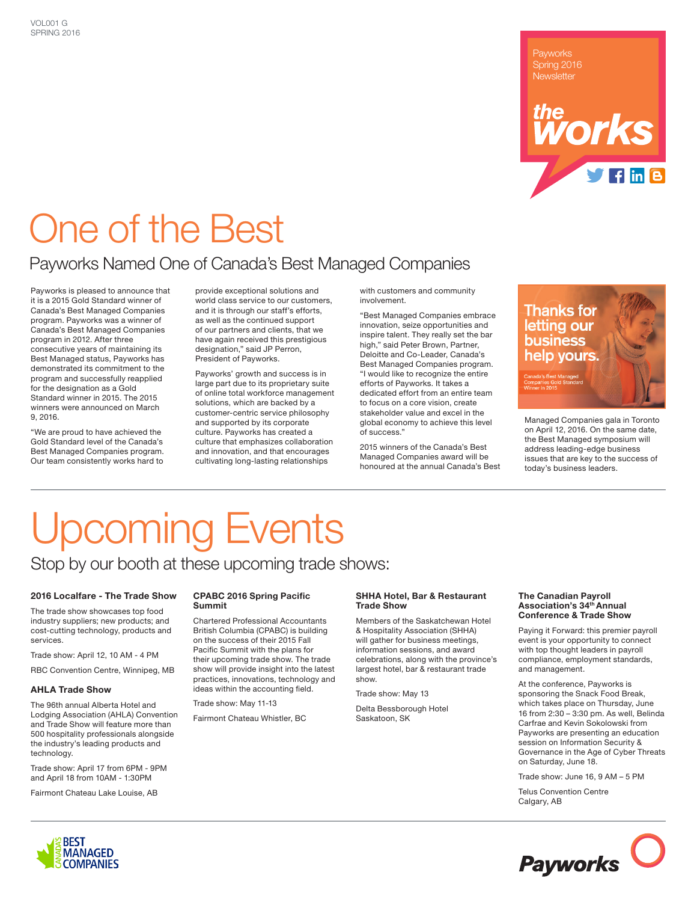VOL001 G
SPRING 2016

Payworks Spring 2016 Newsletter

**the works**

# One of the Best

## Payworks Named One of Canada's Best Managed Companies

Payworks is pleased to announce that it is a 2015 Gold Standard winner of Canada's Best Managed Companies program. Payworks was a winner of Canada's Best Managed Companies program in 2012. After three consecutive years of maintaining its Best Managed status, Payworks has demonstrated its commitment to the program and successfully reapplied for the designation as a Gold Standard winner in 2015. The 2015 winners were announced on March 9, 2016.

"We are proud to have achieved the Gold Standard level of the Canada's Best Managed Companies program. Our team consistently works hard to provide exceptional solutions and world class service to our customers, and it is through our staff's efforts, as well as the continued support of our partners and clients, that we have again received this prestigious designation," said JP Perron, President of Payworks.

Payworks' growth and success is in large part due to its proprietary suite of online total workforce management solutions, which are backed by a customer-centric service philosophy and supported by its corporate culture. Payworks has created a culture that emphasizes collaboration and innovation, and that encourages cultivating long-lasting relationships with customers and community involvement.

"Best Managed Companies embrace innovation, seize opportunities and inspire talent. They really set the bar high," said Peter Brown, Partner, Deloitte and Co-Leader, Canada's Best Managed Companies program. "I would like to recognize the entire efforts of Payworks. It takes a dedicated effort from an entire team to focus on a core vision, create stakeholder value and excel in the global economy to achieve this level of success."

2015 winners of the Canada's Best Managed Companies award will be honoured at the annual Canada's Best Managed Companies gala in Toronto on April 12, 2016. On the same date, the Best Managed symposium will address leading-edge business issues that are key to the success of today's business leaders.

Thanks for letting our business help yours.

Canada's Best Managed Companies Gold Standard Winner in 2015

# Upcoming Events

## Stop by our booth at these upcoming trade shows:

### 2016 Localfare - The Trade Show

The trade show showcases top food industry suppliers; new products; and cost-cutting technology, products and services.

Trade show: April 12, 10 AM - 4 PM

RBC Convention Centre, Winnipeg, MB

### AHLA Trade Show

The 96th annual Alberta Hotel and Lodging Association (AHLA) Convention and Trade Show will feature more than 500 hospitality professionals alongside the industry's leading products and technology.

Trade show: April 17 from 6PM - 9PM and April 18 from 10AM - 1:30PM

Fairmont Chateau Lake Louise, AB

### CPABC 2016 Spring Pacific Summit

Chartered Professional Accountants British Columbia (CPABC) is building on the success of their 2015 Fall Pacific Summit with the plans for their upcoming trade show. The trade show will provide insight into the latest practices, innovations, technology and ideas within the accounting field.

Trade show: May 11-13

Fairmont Chateau Whistler, BC

### SHHA Hotel, Bar & Restaurant Trade Show

Members of the Saskatchewan Hotel & Hospitality Association (SHHA) will gather for business meetings, information sessions, and award celebrations, along with the province's largest hotel, bar & restaurant trade show.

Trade show: May 13

Delta Bessborough Hotel
Saskatoon, SK

### The Canadian Payroll Association's 34th Annual Conference & Trade Show

Paying it Forward: this premier payroll event is your opportunity to connect with top thought leaders in payroll compliance, employment standards, and management.

At the conference, Payworks is sponsoring the Snack Food Break, which takes place on Thursday, June 16 from 2:30 – 3:30 pm. As well, Belinda Carfrae and Kevin Sokolowski from Payworks are presenting an education session on Information Security & Governance in the Age of Cyber Threats on Saturday, June 18.

Trade show: June 16, 9 AM – 5 PM

Telus Convention Centre
Calgary, AB

CANADA'S BEST MANAGED COMPANIES

Payworks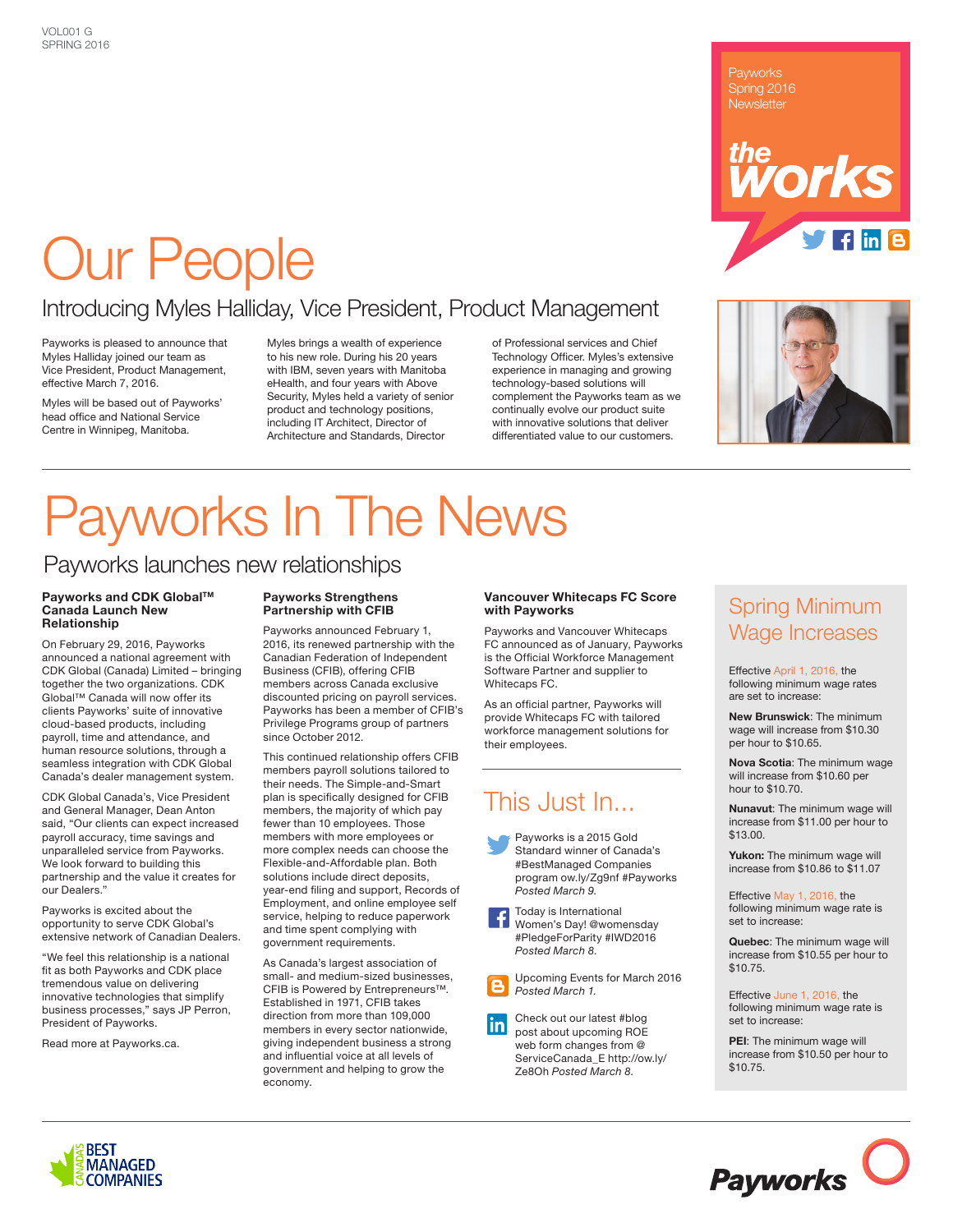VOL001 G
SPRING 2016

Payworks
Spring 2016
Newsletter

the works

# Our People

## Introducing Myles Halliday, Vice President, Product Management

Payworks is pleased to announce that Myles Halliday joined our team as Vice President, Product Management, effective March 7, 2016.

Myles will be based out of Payworks' head office and National Service Centre in Winnipeg, Manitoba.

Myles brings a wealth of experience to his new role. During his 20 years with IBM, seven years with Manitoba eHealth, and four years with Above Security, Myles held a variety of senior product and technology positions, including IT Architect, Director of Architecture and Standards, Director of Professional services and Chief Technology Officer. Myles's extensive experience in managing and growing technology-based solutions will complement the Payworks team as we continually evolve our product suite with innovative solutions that deliver differentiated value to our customers.

# Payworks In The News

## Payworks launches new relationships

### Payworks and CDK Global™ Canada Launch New Relationship

On February 29, 2016, Payworks announced a national agreement with CDK Global (Canada) Limited – bringing together the two organizations. CDK Global™ Canada will now offer its clients Payworks' suite of innovative cloud-based products, including payroll, time and attendance, and human resource solutions, through a seamless integration with CDK Global Canada's dealer management system.

CDK Global Canada's, Vice President and General Manager, Dean Anton said, "Our clients can expect increased payroll accuracy, time savings and unparalleled service from Payworks. We look forward to building this partnership and the value it creates for our Dealers."

Payworks is excited about the opportunity to serve CDK Global's extensive network of Canadian Dealers.

"We feel this relationship is a national fit as both Payworks and CDK place tremendous value on delivering innovative technologies that simplify business processes," says JP Perron, President of Payworks.

Read more at Payworks.ca.

### Payworks Strengthens Partnership with CFIB

Payworks announced February 1, 2016, its renewed partnership with the Canadian Federation of Independent Business (CFIB), offering CFIB members across Canada exclusive discounted pricing on payroll services. Payworks has been a member of CFIB's Privilege Programs group of partners since October 2012.

This continued relationship offers CFIB members payroll solutions tailored to their needs. The Simple-and-Smart plan is specifically designed for CFIB members, the majority of which pay fewer than 10 employees. Those members with more employees or more complex needs can choose the Flexible-and-Affordable plan. Both solutions include direct deposits, year-end filing and support, Records of Employment, and online employee self service, helping to reduce paperwork and time spent complying with government requirements.

As Canada's largest association of small- and medium-sized businesses, CFIB is Powered by Entrepreneurs™. Established in 1971, CFIB takes direction from more than 109,000 members in every sector nationwide, giving independent business a strong and influential voice at all levels of government and helping to grow the economy.

### Vancouver Whitecaps FC Score with Payworks

Payworks and Vancouver Whitecaps FC announced as of January, Payworks is the Official Workforce Management Software Partner and supplier to Whitecaps FC.

As an official partner, Payworks will provide Whitecaps FC with tailored workforce management solutions for their employees.

## This Just In...

Payworks is a 2015 Gold Standard winner of Canada's #BestManaged Companies program ow.ly/Zg9nf #Payworks *Posted March 9.*

Today is International Women's Day! @womensday #PledgeForParity #IWD2016 *Posted March 8.*

Upcoming Events for March 2016 *Posted March 1.*

Check out our latest #blog post about upcoming ROE web form changes from @ServiceCanada_E http://ow.ly/Ze8Oh *Posted March 8.*

## Spring Minimum Wage Increases

Effective April 1, 2016, the following minimum wage rates are set to increase:

**New Brunswick**: The minimum wage will increase from $10.30 per hour to $10.65.

**Nova Scotia**: The minimum wage will increase from $10.60 per hour to $10.70.

**Nunavut**: The minimum wage will increase from $11.00 per hour to $13.00.

**Yukon:** The minimum wage will increase from $10.86 to $11.07

Effective May 1, 2016, the following minimum wage rate is set to increase:

**Quebec**: The minimum wage will increase from $10.55 per hour to $10.75.

Effective June 1, 2016, the following minimum wage rate is set to increase:

**PEI**: The minimum wage will increase from $10.50 per hour to $10.75.

CANADA'S BEST MANAGED COMPANIES

Payworks